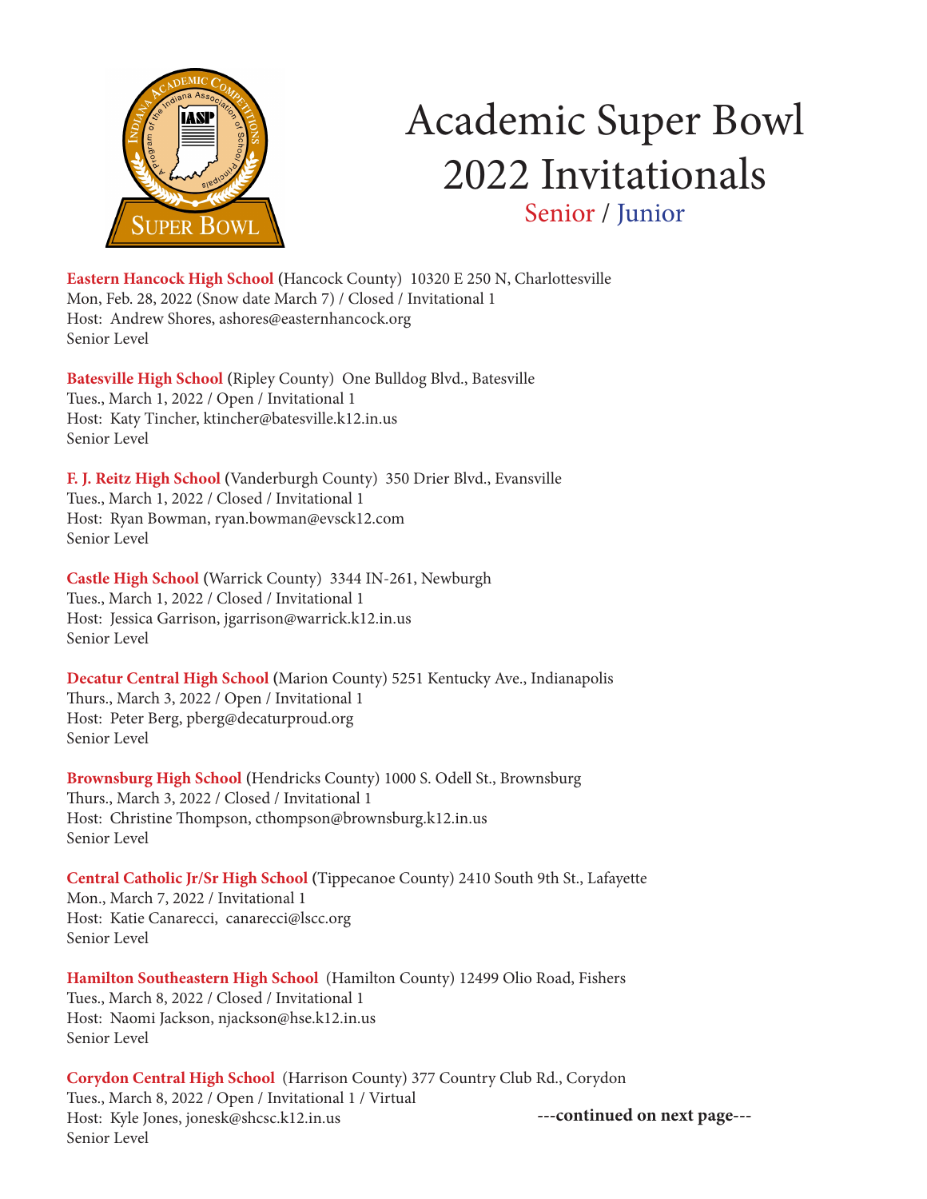# Academic Super Bowl 2022 Invitationals

## Senior / Junior

**Eastern Hancock High School** (Hancock County) 10320 E 250 N, Charlottesville
Mon, Feb. 28, 2022 (Snow date March 7) / Closed / Invitational 1
Host: Andrew Shores, ashores@easternhancock.org
Senior Level

**Batesville High School** (Ripley County) One Bulldog Blvd., Batesville
Tues., March 1, 2022 / Open / Invitational 1
Host: Katy Tincher, ktincher@batesville.k12.in.us
Senior Level

**F. J. Reitz High School** (Vanderburgh County) 350 Drier Blvd., Evansville
Tues., March 1, 2022 / Closed / Invitational 1
Host: Ryan Bowman, ryan.bowman@evsck12.com
Senior Level

**Castle High School** (Warrick County) 3344 IN-261, Newburgh
Tues., March 1, 2022 / Closed / Invitational 1
Host: Jessica Garrison, jgarrison@warrick.k12.in.us
Senior Level

**Decatur Central High School** (Marion County) 5251 Kentucky Ave., Indianapolis
Thurs., March 3, 2022 / Open / Invitational 1
Host: Peter Berg, pberg@decaturproud.org
Senior Level

**Brownsburg High School** (Hendricks County) 1000 S. Odell St., Brownsburg
Thurs., March 3, 2022 / Closed / Invitational 1
Host: Christine Thompson, cthompson@brownsburg.k12.in.us
Senior Level

**Central Catholic Jr/Sr High School** (Tippecanoe County) 2410 South 9th St., Lafayette
Mon., March 7, 2022 / Invitational 1
Host: Katie Canarecci, canarecci@lscc.org
Senior Level

**Hamilton Southeastern High School** (Hamilton County) 12499 Olio Road, Fishers
Tues., March 8, 2022 / Closed / Invitational 1
Host: Naomi Jackson, njackson@hse.k12.in.us
Senior Level

**Corydon Central High School** (Harrison County) 377 Country Club Rd., Corydon
Tues., March 8, 2022 / Open / Invitational 1 / Virtual
Host: Kyle Jones, jonesk@shcsc.k12.in.us
Senior Level

---**continued on next page**---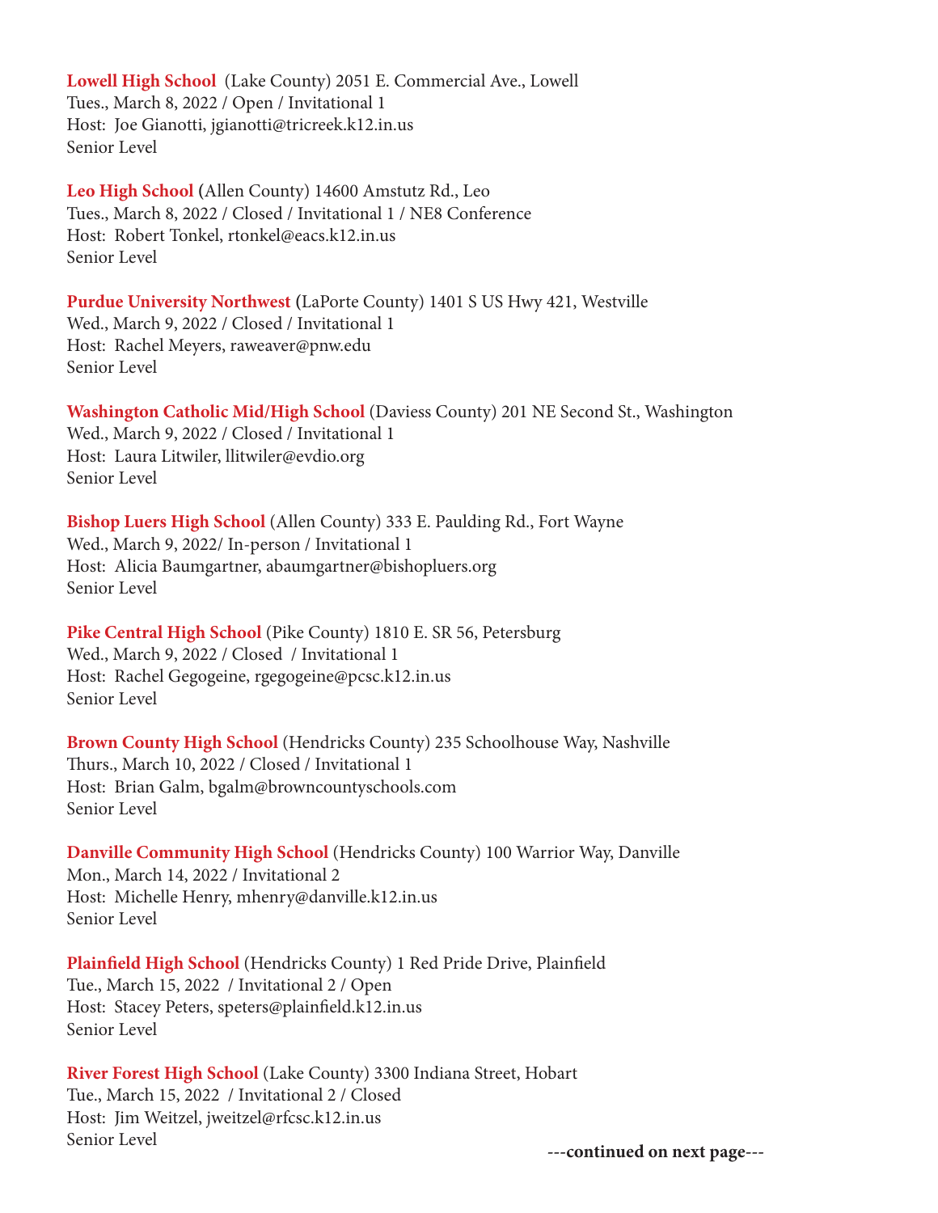**Lowell High School** (Lake County) 2051 E. Commercial Ave., Lowell
Tues., March 8, 2022 / Open / Invitational 1
Host: Joe Gianotti, jgianotti@tricreek.k12.in.us
Senior Level

**Leo High School** (Allen County) 14600 Amstutz Rd., Leo
Tues., March 8, 2022 / Closed / Invitational 1 / NE8 Conference
Host: Robert Tonkel, rtonkel@eacs.k12.in.us
Senior Level

**Purdue University Northwest** (LaPorte County) 1401 S US Hwy 421, Westville
Wed., March 9, 2022 / Closed / Invitational 1
Host: Rachel Meyers, raweaver@pnw.edu
Senior Level

**Washington Catholic Mid/High School** (Daviess County) 201 NE Second St., Washington
Wed., March 9, 2022 / Closed / Invitational 1
Host: Laura Litwiler, llitwiler@evdio.org
Senior Level

**Bishop Luers High School** (Allen County) 333 E. Paulding Rd., Fort Wayne
Wed., March 9, 2022/ In-person / Invitational 1
Host: Alicia Baumgartner, abaumgartner@bishopluers.org
Senior Level

**Pike Central High School** (Pike County) 1810 E. SR 56, Petersburg
Wed., March 9, 2022 / Closed / Invitational 1
Host: Rachel Gegogeine, rgegogeine@pcsc.k12.in.us
Senior Level

**Brown County High School** (Hendricks County) 235 Schoolhouse Way, Nashville
Thurs., March 10, 2022 / Closed / Invitational 1
Host: Brian Galm, bgalm@browncountyschools.com
Senior Level

**Danville Community High School** (Hendricks County) 100 Warrior Way, Danville
Mon., March 14, 2022 / Invitational 2
Host: Michelle Henry, mhenry@danville.k12.in.us
Senior Level

**Plainfield High School** (Hendricks County) 1 Red Pride Drive, Plainfield
Tue., March 15, 2022 / Invitational 2 / Open
Host: Stacey Peters, speters@plainfield.k12.in.us
Senior Level

**River Forest High School** (Lake County) 3300 Indiana Street, Hobart
Tue., March 15, 2022 / Invitational 2 / Closed
Host: Jim Weitzel, jweitzel@rfcsc.k12.in.us
Senior Level

**---continued on next page---**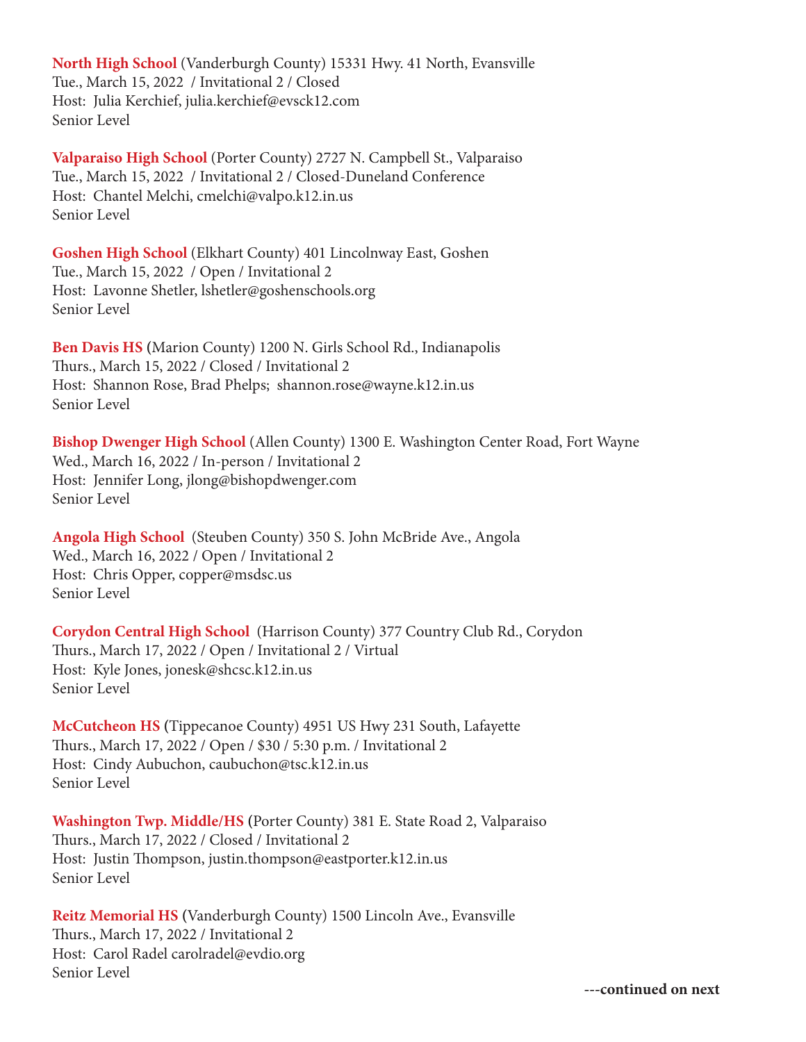**North High School** (Vanderburgh County) 15331 Hwy. 41 North, Evansville
Tue., March 15, 2022 / Invitational 2 / Closed
Host: Julia Kerchief, julia.kerchief@evsck12.com
Senior Level

**Valparaiso High School** (Porter County) 2727 N. Campbell St., Valparaiso
Tue., March 15, 2022 / Invitational 2 / Closed-Duneland Conference
Host: Chantel Melchi, cmelchi@valpo.k12.in.us
Senior Level

**Goshen High School** (Elkhart County) 401 Lincolnway East, Goshen
Tue., March 15, 2022 / Open / Invitational 2
Host: Lavonne Shetler, lshetler@goshenschools.org
Senior Level

**Ben Davis HS** (Marion County) 1200 N. Girls School Rd., Indianapolis
Thurs., March 15, 2022 / Closed / Invitational 2
Host: Shannon Rose, Brad Phelps; shannon.rose@wayne.k12.in.us
Senior Level

**Bishop Dwenger High School** (Allen County) 1300 E. Washington Center Road, Fort Wayne
Wed., March 16, 2022 / In-person / Invitational 2
Host: Jennifer Long, jlong@bishopdwenger.com
Senior Level

**Angola High School** (Steuben County) 350 S. John McBride Ave., Angola
Wed., March 16, 2022 / Open / Invitational 2
Host: Chris Opper, copper@msdsc.us
Senior Level

**Corydon Central High School** (Harrison County) 377 Country Club Rd., Corydon
Thurs., March 17, 2022 / Open / Invitational 2 / Virtual
Host: Kyle Jones, jonesk@shcsc.k12.in.us
Senior Level

**McCutcheon HS** (Tippecanoe County) 4951 US Hwy 231 South, Lafayette
Thurs., March 17, 2022 / Open / $30 / 5:30 p.m. / Invitational 2
Host: Cindy Aubuchon, caubuchon@tsc.k12.in.us
Senior Level

**Washington Twp. Middle/HS** (Porter County) 381 E. State Road 2, Valparaiso
Thurs., March 17, 2022 / Closed / Invitational 2
Host: Justin Thompson, justin.thompson@eastporter.k12.in.us
Senior Level

**Reitz Memorial HS** (Vanderburgh County) 1500 Lincoln Ave., Evansville
Thurs., March 17, 2022 / Invitational 2
Host: Carol Radel carolradel@evdio.org
Senior Level

**---continued on next**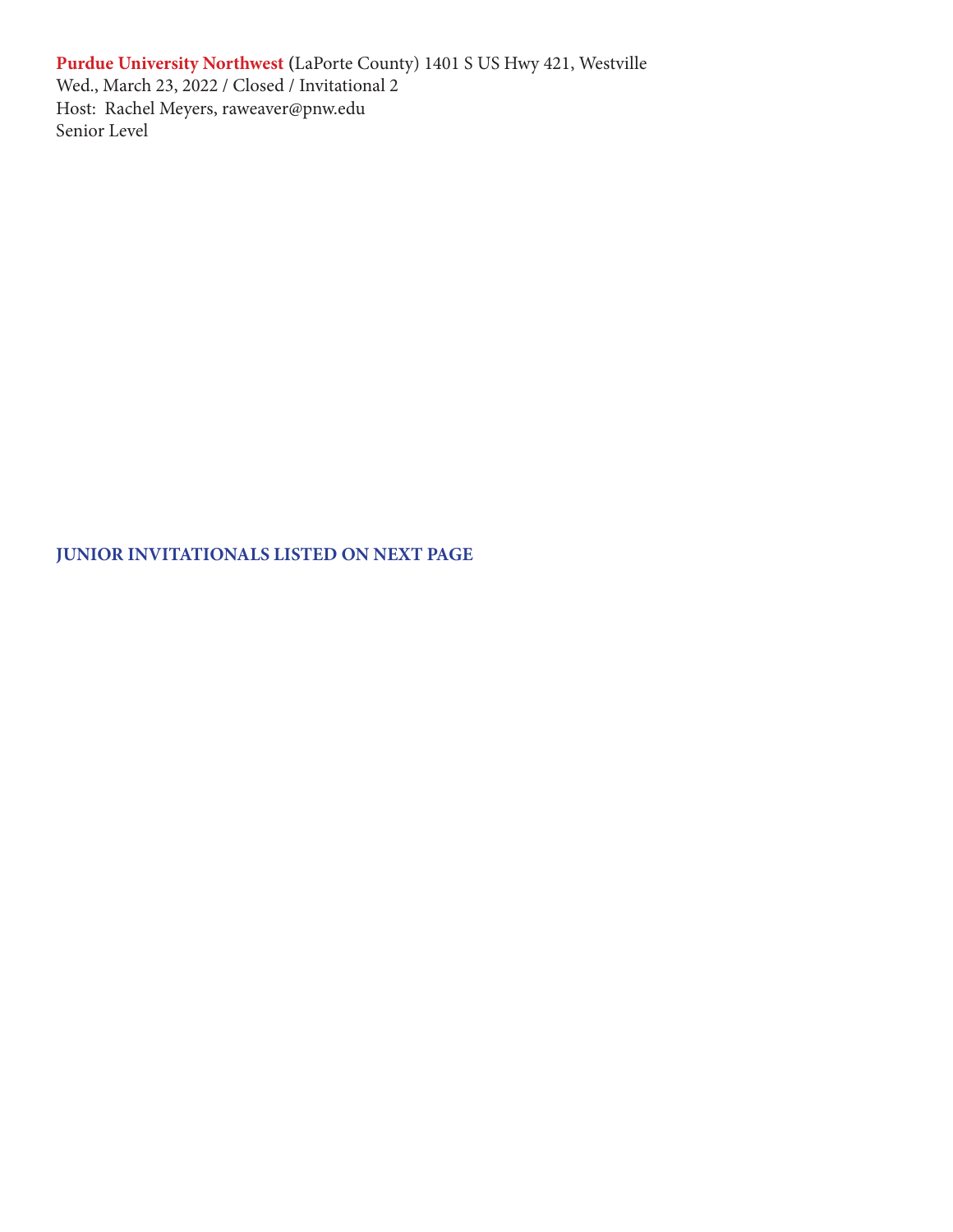**Purdue University Northwest** (LaPorte County) 1401 S US Hwy 421, Westville
Wed., March 23, 2022 / Closed / Invitational 2
Host:  Rachel Meyers, raweaver@pnw.edu
Senior Level

**JUNIOR INVITATIONALS LISTED ON NEXT PAGE**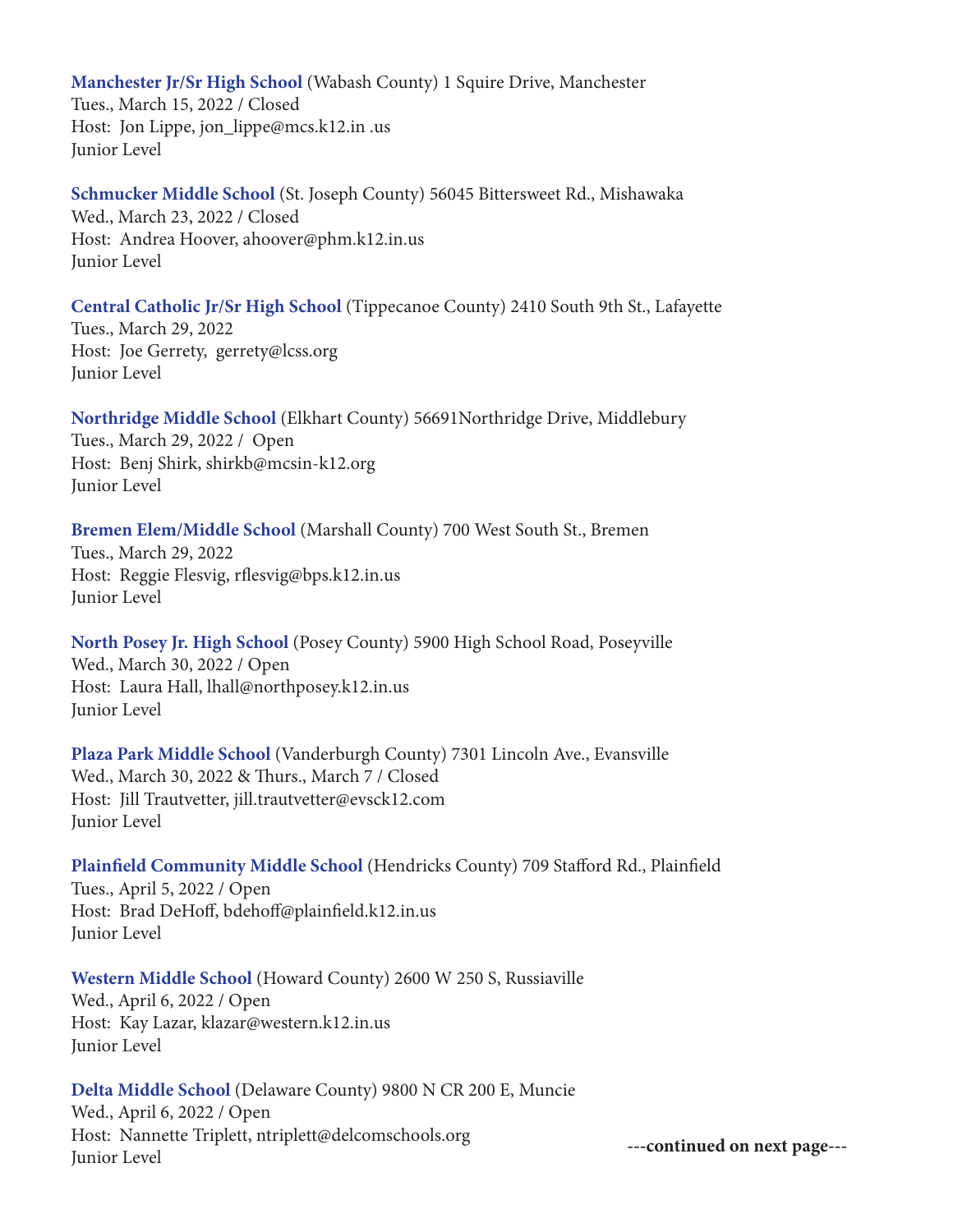**Manchester Jr/Sr High School** (Wabash County) 1 Squire Drive, Manchester
Tues., March 15, 2022 / Closed
Host: Jon Lippe, jon_lippe@mcs.k12.in .us
Junior Level

**Schmucker Middle School** (St. Joseph County) 56045 Bittersweet Rd., Mishawaka
Wed., March 23, 2022 / Closed
Host: Andrea Hoover, ahoover@phm.k12.in.us
Junior Level

**Central Catholic Jr/Sr High School** (Tippecanoe County) 2410 South 9th St., Lafayette
Tues., March 29, 2022
Host: Joe Gerrety, gerrety@lcss.org
Junior Level

**Northridge Middle School** (Elkhart County) 56691Northridge Drive, Middlebury
Tues., March 29, 2022 / Open
Host: Benj Shirk, shirkb@mcsin-k12.org
Junior Level

**Bremen Elem/Middle School** (Marshall County) 700 West South St., Bremen
Tues., March 29, 2022
Host: Reggie Flesvig, rflesvig@bps.k12.in.us
Junior Level

**North Posey Jr. High School** (Posey County) 5900 High School Road, Poseyville
Wed., March 30, 2022 / Open
Host: Laura Hall, lhall@northposey.k12.in.us
Junior Level

**Plaza Park Middle School** (Vanderburgh County) 7301 Lincoln Ave., Evansville
Wed., March 30, 2022 & Thurs., March 7 / Closed
Host: Jill Trautvetter, jill.trautvetter@evsck12.com
Junior Level

**Plainfield Community Middle School** (Hendricks County) 709 Stafford Rd., Plainfield
Tues., April 5, 2022 / Open
Host: Brad DeHoff, bdehoff@plainfield.k12.in.us
Junior Level

**Western Middle School** (Howard County) 2600 W 250 S, Russiaville
Wed., April 6, 2022 / Open
Host: Kay Lazar, klazar@western.k12.in.us
Junior Level

**Delta Middle School** (Delaware County) 9800 N CR 200 E, Muncie
Wed., April 6, 2022 / Open
Host: Nannette Triplett, ntriplett@delcomschools.org
Junior Level

---**continued on next page**---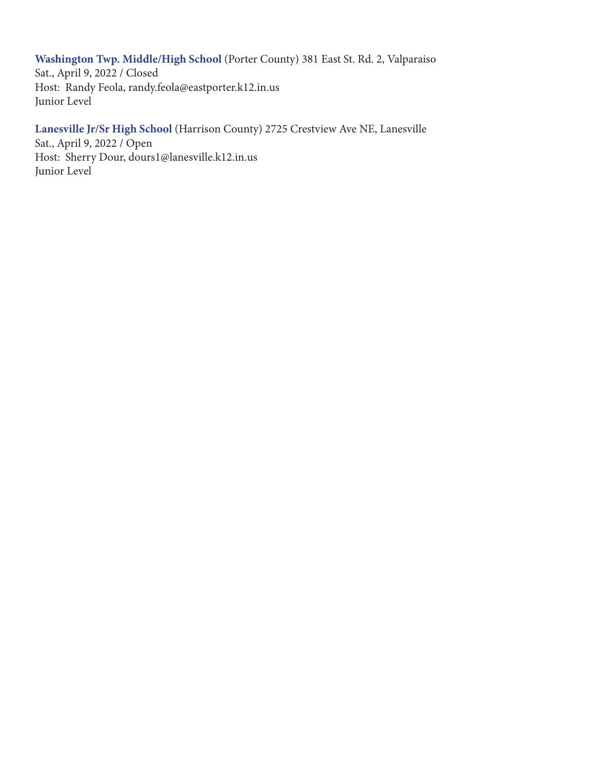**Washington Twp. Middle/High School** (Porter County) 381 East St. Rd. 2, Valparaiso
Sat., April 9, 2022 / Closed
Host: Randy Feola, randy.feola@eastporter.k12.in.us
Junior Level

**Lanesville Jr/Sr High School** (Harrison County) 2725 Crestview Ave NE, Lanesville
Sat., April 9, 2022 / Open
Host: Sherry Dour, dours1@lanesville.k12.in.us
Junior Level